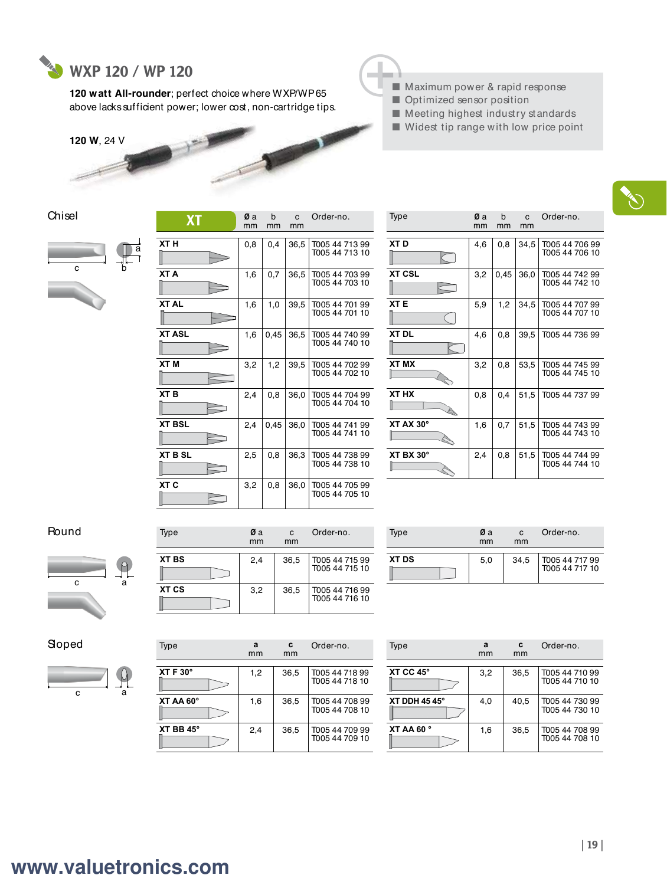## WXP 120 / WP 120

**120 watt All-rounder**; perfect choice where WXP/WP 65 above lacks sufficient power; lower cost, non-cartridge tips.

**120 W**, 24 V

- Maximum power & rapid response
- Optimized sensor position
- Meeting highest industry standards
- Widest tip range with low price point

### Chisel

| XT | Ø a mm | b mm | c mm | Order-no. |
|---|---|---|---|---|
| XT H | 0,8 | 0,4 | 36,5 | T005 44 713 99<br>T005 44 713 10 |
| XT A | 1,6 | 0,7 | 36,5 | T005 44 703 99<br>T005 44 703 10 |
| XT AL | 1,6 | 1,0 | 39,5 | T005 44 701 99<br>T005 44 701 10 |
| XT ASL | 1,6 | 0,45 | 36,5 | T005 44 740 99<br>T005 44 740 10 |
| XT M | 3,2 | 1,2 | 39,5 | T005 44 702 99<br>T005 44 702 10 |
| XT B | 2,4 | 0,8 | 36,0 | T005 44 704 99<br>T005 44 704 10 |
| XT BSL | 2,4 | 0,45 | 36,0 | T005 44 741 99<br>T005 44 741 10 |
| XT B SL | 2,5 | 0,8 | 36,3 | T005 44 738 99<br>T005 44 738 10 |
| XT C | 3,2 | 0,8 | 36,0 | T005 44 705 99<br>T005 44 705 10 |

| Type | Ø a mm | b mm | c mm | Order-no. |
|---|---|---|---|---|
| XT D | 4,6 | 0,8 | 34,5 | T005 44 706 99<br>T005 44 706 10 |
| XT CSL | 3,2 | 0,45 | 36,0 | T005 44 742 99<br>T005 44 742 10 |
| XT E | 5,9 | 1,2 | 34,5 | T005 44 707 99<br>T005 44 707 10 |
| XT DL | 4,6 | 0,8 | 39,5 | T005 44 736 99 |
| XT MX | 3,2 | 0,8 | 53,5 | T005 44 745 99<br>T005 44 745 10 |
| XT HX | 0,8 | 0,4 | 51,5 | T005 44 737 99 |
| XT AX 30° | 1,6 | 0,7 | 51,5 | T005 44 743 99<br>T005 44 743 10 |
| XT BX 30° | 2,4 | 0,8 | 51,5 | T005 44 744 99<br>T005 44 744 10 |

### Round

| Type | Ø a mm | c mm | Order-no. |
|---|---|---|---|
| XT BS | 2,4 | 36,5 | T005 44 715 99<br>T005 44 715 10 |
| XT CS | 3,2 | 36,5 | T005 44 716 99<br>T005 44 716 10 |

| Type | Ø a mm | c mm | Order-no. |
|---|---|---|---|
| XT DS | 5,0 | 34,5 | T005 44 717 99<br>T005 44 717 10 |

### Sloped

| Type | a mm | c mm | Order-no. |
|---|---|---|---|
| XT F 30° | 1,2 | 36,5 | T005 44 718 99<br>T005 44 718 10 |
| XT AA 60° | 1,6 | 36,5 | T005 44 708 99<br>T005 44 708 10 |
| XT BB 45° | 2,4 | 36,5 | T005 44 709 99<br>T005 44 709 10 |

| Type | a mm | c mm | Order-no. |
|---|---|---|---|
| XT CC 45° | 3,2 | 36,5 | T005 44 710 99<br>T005 44 710 10 |
| XT DDH 45 45° | 4,0 | 40,5 | T005 44 730 99<br>T005 44 730 10 |
| XT AA 60 ° | 1,6 | 36,5 | T005 44 708 99<br>T005 44 708 10 |

www.valuetronics.com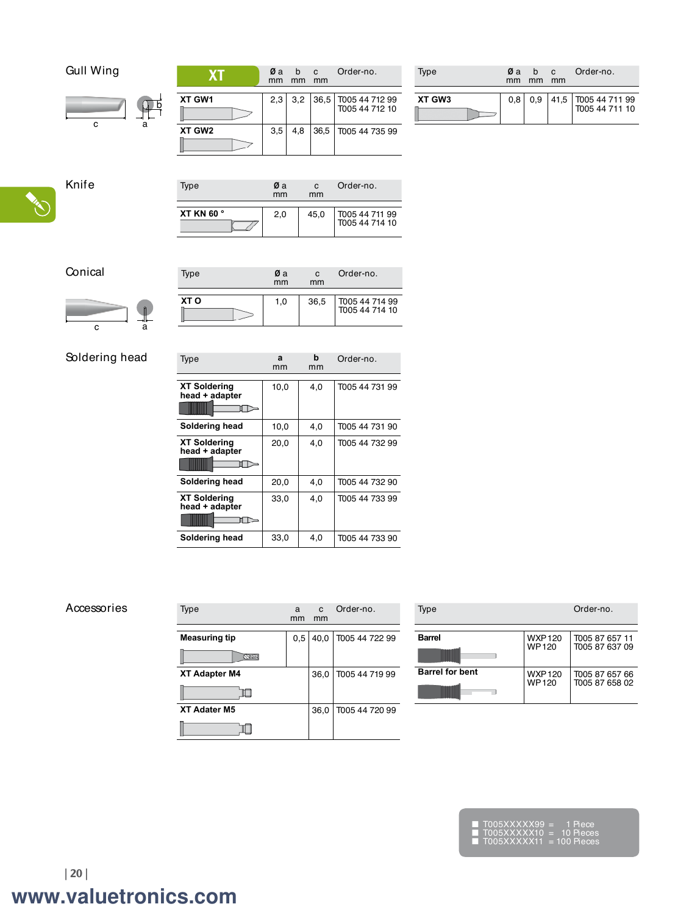## Gull Wing

c a b

| XT | Ø a mm | b mm | c mm | Order-no. |
|---|---|---|---|---|
| XT GW1 | 2,3 | 3,2 | 36,5 | T005 44 712 99<br>T005 44 712 10 |
| XT GW2 | 3,5 | 4,8 | 36,5 | T005 44 735 99 |

| Type | Ø a mm | b mm | c mm | Order-no. |
|---|---|---|---|---|
| XT GW3 | 0,8 | 0,9 | 41,5 | T005 44 711 99<br>T005 44 711 10 |

## Knife

| Type | Ø a mm | c mm | Order-no. |
|---|---|---|---|
| XT KN 60 ° | 2,0 | 45,0 | T005 44 711 99<br>T005 44 714 10 |

## Conical

c a

| Type | Ø a mm | c mm | Order-no. |
|---|---|---|---|
| XT O | 1,0 | 36,5 | T005 44 714 99<br>T005 44 714 10 |

## Soldering head

| Type | a mm | b mm | Order-no. |
|---|---|---|---|
| XT Soldering head + adapter | 10,0 | 4,0 | T005 44 731 99 |
| Soldering head | 10,0 | 4,0 | T005 44 731 90 |
| XT Soldering head + adapter | 20,0 | 4,0 | T005 44 732 99 |
| Soldering head | 20,0 | 4,0 | T005 44 732 90 |
| XT Soldering head + adapter | 33,0 | 4,0 | T005 44 733 99 |
| Soldering head | 33,0 | 4,0 | T005 44 733 90 |

## Accessories

| Type | a mm | c mm | Order-no. |
|---|---|---|---|
| Measuring tip | 0,5 | 40,0 | T005 44 722 99 |
| XT Adapter M4 | | 36,0 | T005 44 719 99 |
| XT Adater M5 | | 36,0 | T005 44 720 99 |

| Type | | Order-no. |
|---|---|---|
| Barrel | WXP120<br>WP120 | T005 87 657 11<br>T005 87 637 09 |
| Barrel for bent | WXP120<br>WP120 | T005 87 657 66<br>T005 87 658 02 |

- T005XXXXX99 = 1 Piece
- T005XXXXX10 = 10 Pieces
- T005XXXXX11 = 100 Pieces

www.valuetronics.com